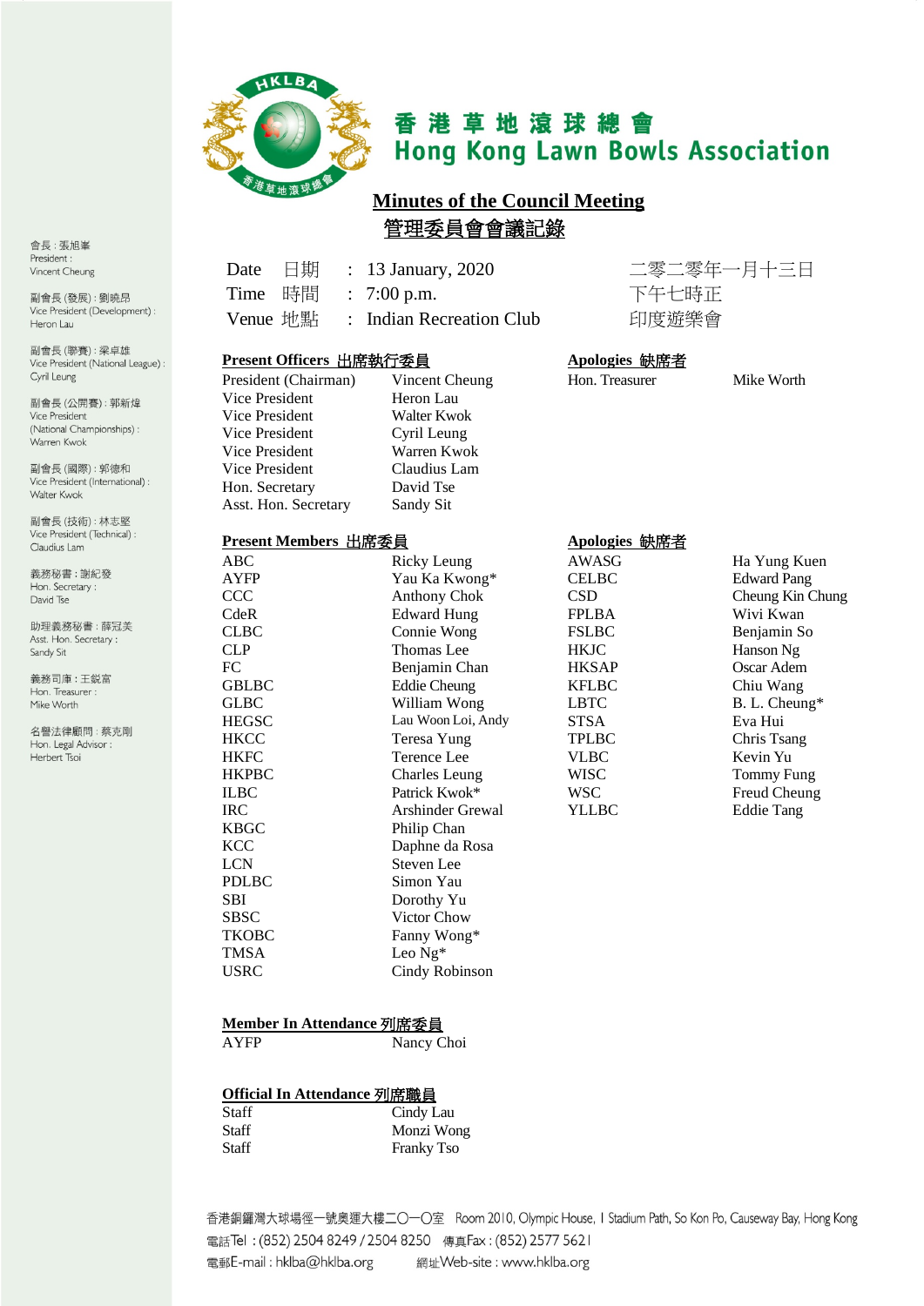# 香港草地滾球總會
# Hong Kong Lawn Bowls Association

會長：張旭峯
President : Vincent Cheung

副會長 (發展)：劉曉昂
Vice President (Development) : Heron Lau

副會長 (聯賽)：梁卓雄
Vice President (National League) : Cyril Leung

副會長 (公開賽)：郭新煒
Vice President (National Championships) : Warren Kwok

副會長 (國際)：郭德和
Vice President (International) : Walter Kwok

副會長 (技術)：林志堅
Vice President (Technical) : Claudius Lam

義務秘書：謝紀發
Hon. Secretary : David Tse

助理義務秘書：薛冠美
Asst. Hon. Secretary : Sandy Sit

義務司庫：王鋭富
Hon. Treasurer : Mike Worth

名譽法律顧問：蔡克剛
Hon. Legal Advisor : Herbert Tsoi

## Minutes of the Council Meeting
## 管理委員會會議記錄

| | | | |
|---|---|---|---|
| Date 日期 | : | 13 January, 2020 | 二零二零年一月十三日 |
| Time 時間 | : | 7:00 p.m. | 下午七時正 |
| Venue 地點 | : | Indian Recreation Club | 印度遊樂會 |

**Present Officers 出席執行委員**

| | |
|---|---|
| President (Chairman) | Vincent Cheung |
| Vice President | Heron Lau |
| Vice President | Walter Kwok |
| Vice President | Cyril Leung |
| Vice President | Warren Kwok |
| Vice President | Claudius Lam |
| Hon. Secretary | David Tse |
| Asst. Hon. Secretary | Sandy Sit |

**Apologies 缺席者**

| | |
|---|---|
| Hon. Treasurer | Mike Worth |

**Present Members 出席委員**

| | |
|---|---|
| ABC | Ricky Leung |
| AYFP | Yau Ka Kwong* |
| CCC | Anthony Chok |
| CdeR | Edward Hung |
| CLBC | Connie Wong |
| CLP | Thomas Lee |
| FC | Benjamin Chan |
| GBLBC | Eddie Cheung |
| GLBC | William Wong |
| HEGSC | Lau Woon Loi, Andy |
| HKCC | Teresa Yung |
| HKFC | Terence Lee |
| HKPBC | Charles Leung |
| ILBC | Patrick Kwok* |
| IRC | Arshinder Grewal |
| KBGC | Philip Chan |
| KCC | Daphne da Rosa |
| LCN | Steven Lee |
| PDLBC | Simon Yau |
| SBI | Dorothy Yu |
| SBSC | Victor Chow |
| TKOBC | Fanny Wong* |
| TMSA | Leo Ng* |
| USRC | Cindy Robinson |

**Apologies 缺席者**

| | |
|---|---|
| AWASG | Ha Yung Kuen |
| CELBC | Edward Pang |
| CSD | Cheung Kin Chung |
| FPLBA | Wivi Kwan |
| FSLBC | Benjamin So |
| HKJC | Hanson Ng |
| HKSAP | Oscar Adem |
| KFLBC | Chiu Wang |
| LBTC | B. L. Cheung* |
| STSA | Eva Hui |
| TPLBC | Chris Tsang |
| VLBC | Kevin Yu |
| WISC | Tommy Fung |
| WSC | Freud Cheung |
| YLLBC | Eddie Tang |

**Member In Attendance 列席委員**

| | |
|---|---|
| AYFP | Nancy Choi |

**Official In Attendance 列席職員**

| | |
|---|---|
| Staff | Cindy Lau |
| Staff | Monzi Wong |
| Staff | Franky Tso |

香港銅鑼灣大球場徑一號奧運大樓二〇一〇室 Room 2010, Olympic House, 1 Stadium Path, So Kon Po, Causeway Bay, Hong Kong
電話Tel : (852) 2504 8249 / 2504 8250 傳真Fax : (852) 2577 5621
電郵E-mail : hklba@hklba.org 網址Web-site : www.hklba.org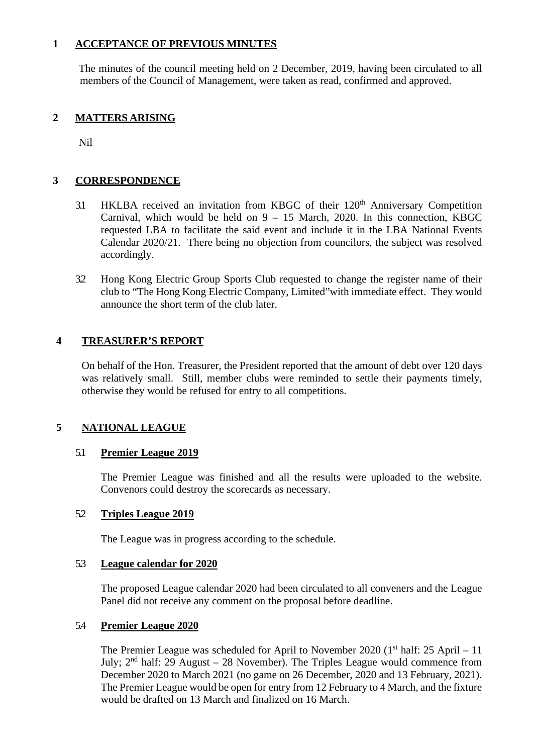## 1 ACCEPTANCE OF PREVIOUS MINUTES

The minutes of the council meeting held on 2 December, 2019, having been circulated to all members of the Council of Management, were taken as read, confirmed and approved.

## 2 MATTERS ARISING

Nil

## 3 CORRESPONDENCE

3.1 HKLBA received an invitation from KBGC of their 120th Anniversary Competition Carnival, which would be held on 9 – 15 March, 2020. In this connection, KBGC requested LBA to facilitate the said event and include it in the LBA National Events Calendar 2020/21. There being no objection from councilors, the subject was resolved accordingly.

3.2 Hong Kong Electric Group Sports Club requested to change the register name of their club to "The Hong Kong Electric Company, Limited"with immediate effect. They would announce the short term of the club later.

## 4 TREASURER'S REPORT

On behalf of the Hon. Treasurer, the President reported that the amount of debt over 120 days was relatively small. Still, member clubs were reminded to settle their payments timely, otherwise they would be refused for entry to all competitions.

## 5 NATIONAL LEAGUE

### 5.1 Premier League 2019

The Premier League was finished and all the results were uploaded to the website. Convenors could destroy the scorecards as necessary.

### 5.2 Triples League 2019

The League was in progress according to the schedule.

### 5.3 League calendar for 2020

The proposed League calendar 2020 had been circulated to all conveners and the League Panel did not receive any comment on the proposal before deadline.

### 5.4 Premier League 2020

The Premier League was scheduled for April to November 2020 (1st half: 25 April – 11 July; 2nd half: 29 August – 28 November). The Triples League would commence from December 2020 to March 2021 (no game on 26 December, 2020 and 13 February, 2021). The Premier League would be open for entry from 12 February to 4 March, and the fixture would be drafted on 13 March and finalized on 16 March.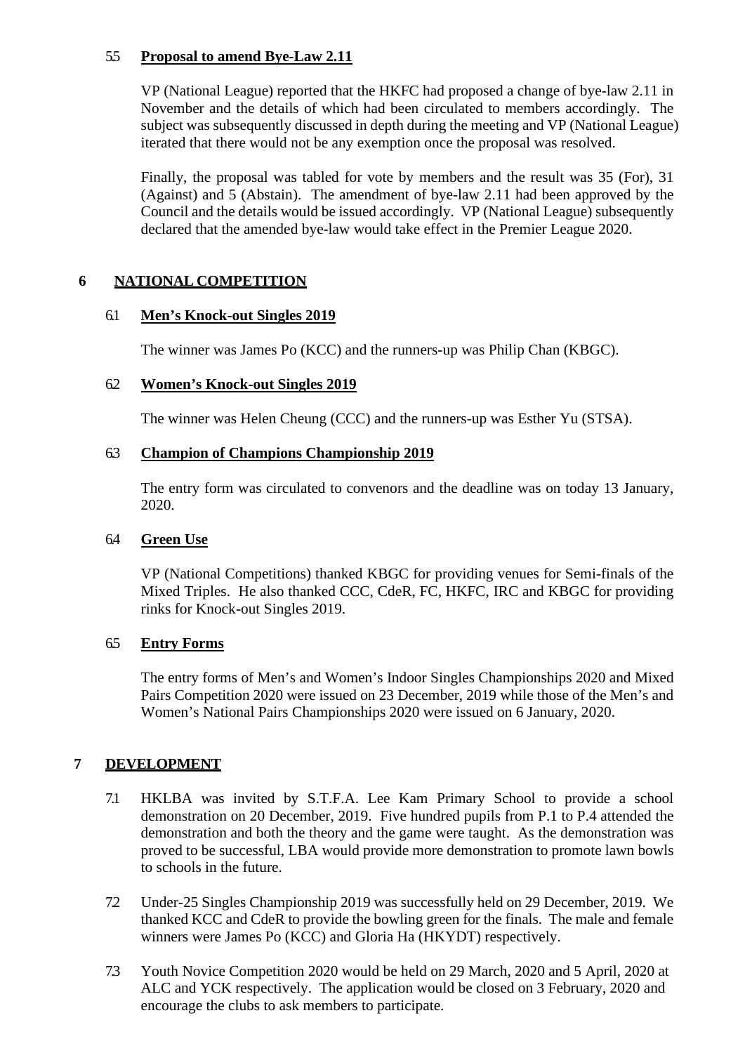### 5.5 **Proposal to amend Bye-Law 2.11**

VP (National League) reported that the HKFC had proposed a change of bye-law 2.11 in November and the details of which had been circulated to members accordingly. The subject was subsequently discussed in depth during the meeting and VP (National League) iterated that there would not be any exemption once the proposal was resolved.

Finally, the proposal was tabled for vote by members and the result was 35 (For), 31 (Against) and 5 (Abstain). The amendment of bye-law 2.11 had been approved by the Council and the details would be issued accordingly. VP (National League) subsequently declared that the amended bye-law would take effect in the Premier League 2020.

## 6 NATIONAL COMPETITION

### 6.1 **Men's Knock-out Singles 2019**

The winner was James Po (KCC) and the runners-up was Philip Chan (KBGC).

### 6.2 **Women's Knock-out Singles 2019**

The winner was Helen Cheung (CCC) and the runners-up was Esther Yu (STSA).

### 6.3 **Champion of Champions Championship 2019**

The entry form was circulated to convenors and the deadline was on today 13 January, 2020.

### 6.4 **Green Use**

VP (National Competitions) thanked KBGC for providing venues for Semi-finals of the Mixed Triples. He also thanked CCC, CdeR, FC, HKFC, IRC and KBGC for providing rinks for Knock-out Singles 2019.

### 6.5 **Entry Forms**

The entry forms of Men's and Women's Indoor Singles Championships 2020 and Mixed Pairs Competition 2020 were issued on 23 December, 2019 while those of the Men's and Women's National Pairs Championships 2020 were issued on 6 January, 2020.

## 7 DEVELOPMENT

7.1 HKLBA was invited by S.T.F.A. Lee Kam Primary School to provide a school demonstration on 20 December, 2019. Five hundred pupils from P.1 to P.4 attended the demonstration and both the theory and the game were taught. As the demonstration was proved to be successful, LBA would provide more demonstration to promote lawn bowls to schools in the future.

7.2 Under-25 Singles Championship 2019 was successfully held on 29 December, 2019. We thanked KCC and CdeR to provide the bowling green for the finals. The male and female winners were James Po (KCC) and Gloria Ha (HKYDT) respectively.

7.3 Youth Novice Competition 2020 would be held on 29 March, 2020 and 5 April, 2020 at ALC and YCK respectively. The application would be closed on 3 February, 2020 and encourage the clubs to ask members to participate.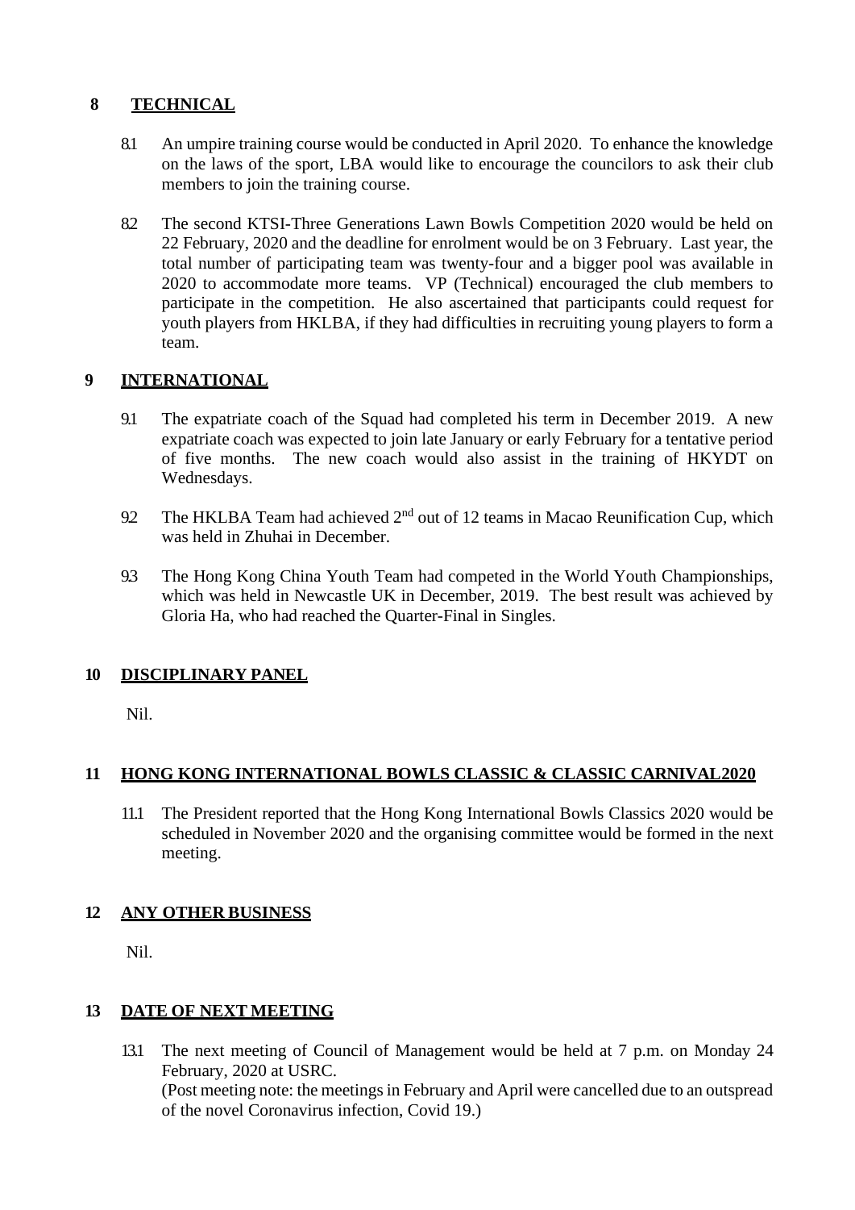## 8 TECHNICAL

8.1 An umpire training course would be conducted in April 2020. To enhance the knowledge on the laws of the sport, LBA would like to encourage the councilors to ask their club members to join the training course.

8.2 The second KTSI-Three Generations Lawn Bowls Competition 2020 would be held on 22 February, 2020 and the deadline for enrolment would be on 3 February. Last year, the total number of participating team was twenty-four and a bigger pool was available in 2020 to accommodate more teams. VP (Technical) encouraged the club members to participate in the competition. He also ascertained that participants could request for youth players from HKLBA, if they had difficulties in recruiting young players to form a team.

## 9 INTERNATIONAL

9.1 The expatriate coach of the Squad had completed his term in December 2019. A new expatriate coach was expected to join late January or early February for a tentative period of five months. The new coach would also assist in the training of HKYDT on Wednesdays.

9.2 The HKLBA Team had achieved 2nd out of 12 teams in Macao Reunification Cup, which was held in Zhuhai in December.

9.3 The Hong Kong China Youth Team had competed in the World Youth Championships, which was held in Newcastle UK in December, 2019. The best result was achieved by Gloria Ha, who had reached the Quarter-Final in Singles.

## 10 DISCIPLINARY PANEL

Nil.

## 11 HONG KONG INTERNATIONAL BOWLS CLASSIC & CLASSIC CARNIVAL2020

11.1 The President reported that the Hong Kong International Bowls Classics 2020 would be scheduled in November 2020 and the organising committee would be formed in the next meeting.

## 12 ANY OTHER BUSINESS

Nil.

## 13 DATE OF NEXT MEETING

13.1 The next meeting of Council of Management would be held at 7 p.m. on Monday 24 February, 2020 at USRC.
(Post meeting note: the meetings in February and April were cancelled due to an outspread of the novel Coronavirus infection, Covid 19.)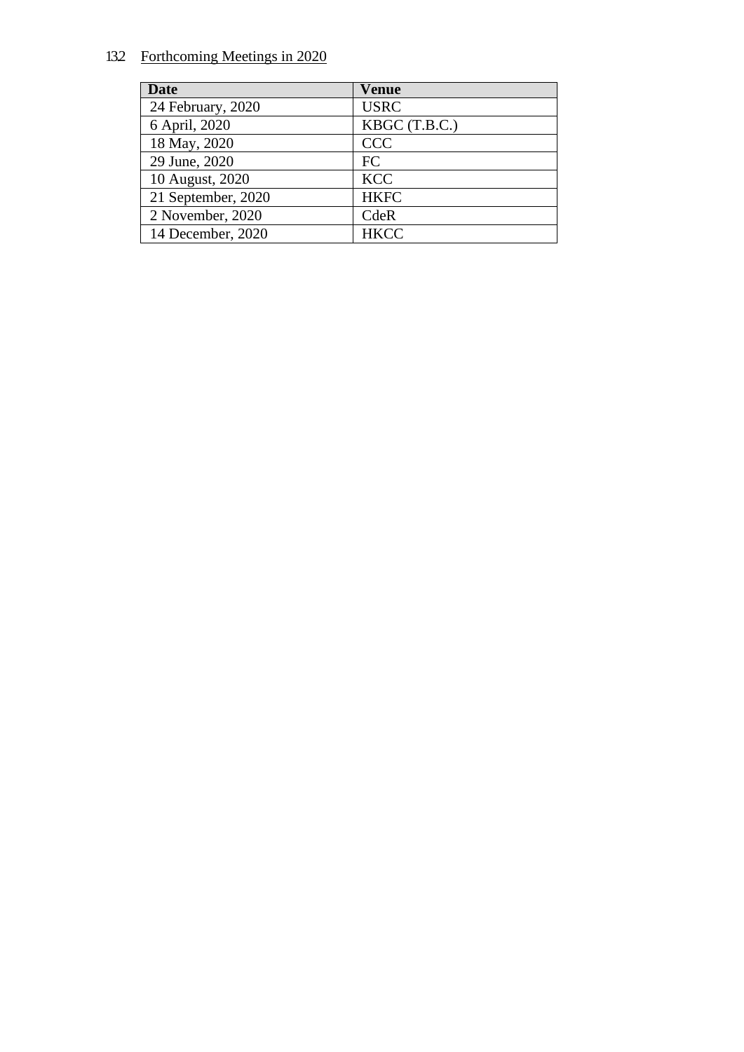13.2 Forthcoming Meetings in 2020

| Date | Venue |
|---|---|
| 24 February, 2020 | USRC |
| 6 April, 2020 | KBGC (T.B.C.) |
| 18 May, 2020 | CCC |
| 29 June, 2020 | FC |
| 10 August, 2020 | KCC |
| 21 September, 2020 | HKFC |
| 2 November, 2020 | CdeR |
| 14 December, 2020 | HKCC |